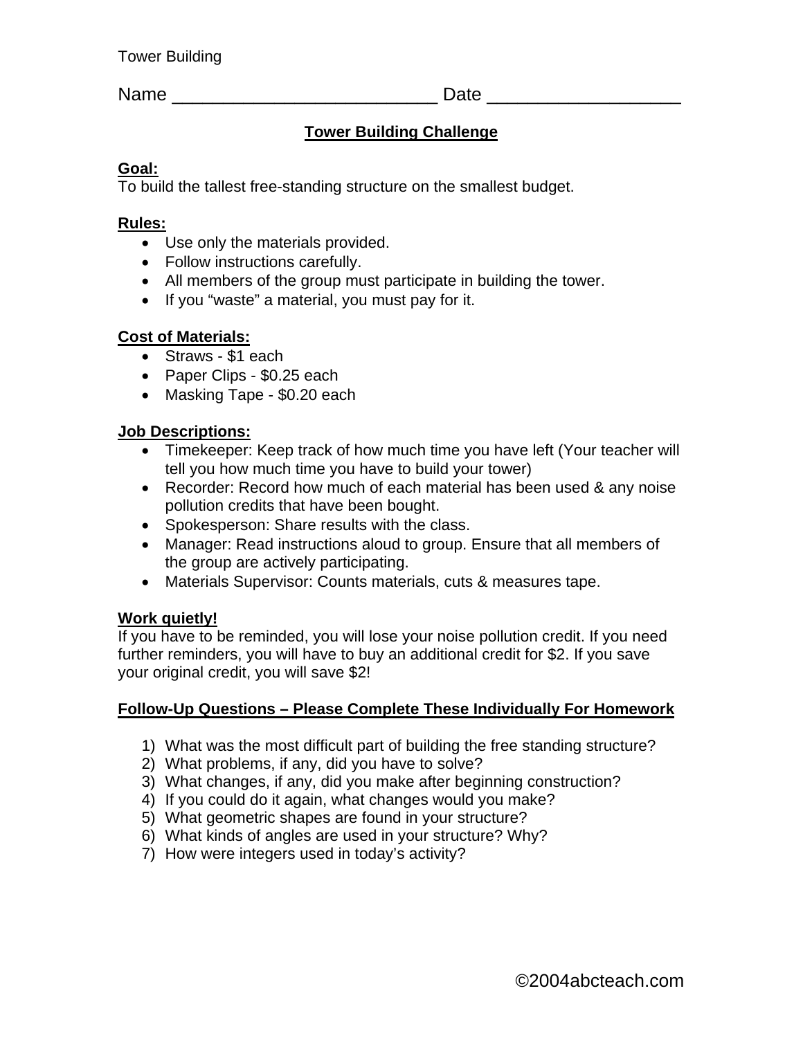Tower Building

Name ___________________________ Date ___________________

## Tower Building Challenge

**Goal:**
To build the tallest free-standing structure on the smallest budget.

**Rules:**
- Use only the materials provided.
- Follow instructions carefully.
- All members of the group must participate in building the tower.
- If you "waste" a material, you must pay for it.

**Cost of Materials:**
- Straws - $1 each
- Paper Clips - $0.25 each
- Masking Tape - $0.20 each

**Job Descriptions:**
- Timekeeper: Keep track of how much time you have left (Your teacher will tell you how much time you have to build your tower)
- Recorder: Record how much of each material has been used & any noise pollution credits that have been bought.
- Spokesperson: Share results with the class.
- Manager: Read instructions aloud to group. Ensure that all members of the group are actively participating.
- Materials Supervisor: Counts materials, cuts & measures tape.

**Work quietly!**
If you have to be reminded, you will lose your noise pollution credit. If you need further reminders, you will have to buy an additional credit for $2. If you save your original credit, you will save $2!

**Follow-Up Questions – Please Complete These Individually For Homework**

1) What was the most difficult part of building the free standing structure?
2) What problems, if any, did you have to solve?
3) What changes, if any, did you make after beginning construction?
4) If you could do it again, what changes would you make?
5) What geometric shapes are found in your structure?
6) What kinds of angles are used in your structure? Why?
7) How were integers used in today's activity?

©2004abcteach.com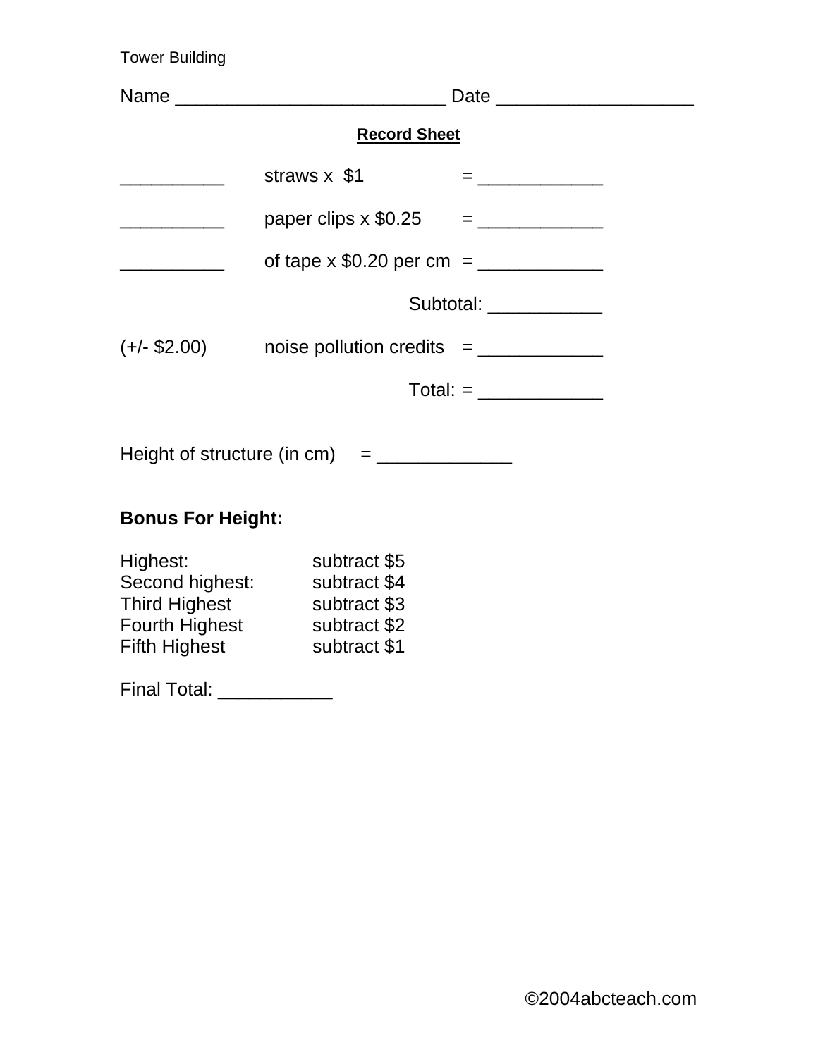Tower Building

Name __________________________ Date __________________

## Record Sheet

__________ straws x $1 = ____________

__________ paper clips x $0.25 = ____________

__________ of tape x $0.20 per cm = ____________

Subtotal: ___________

(+/- $2.00) noise pollution credits = ____________

Total: = ____________

Height of structure (in cm) = _____________

**Bonus For Height:**

| | |
|---|---|
| Highest: | subtract $5 |
| Second highest: | subtract $4 |
| Third Highest | subtract $3 |
| Fourth Highest | subtract $2 |
| Fifth Highest | subtract $1 |

Final Total: ___________

©2004abcteach.com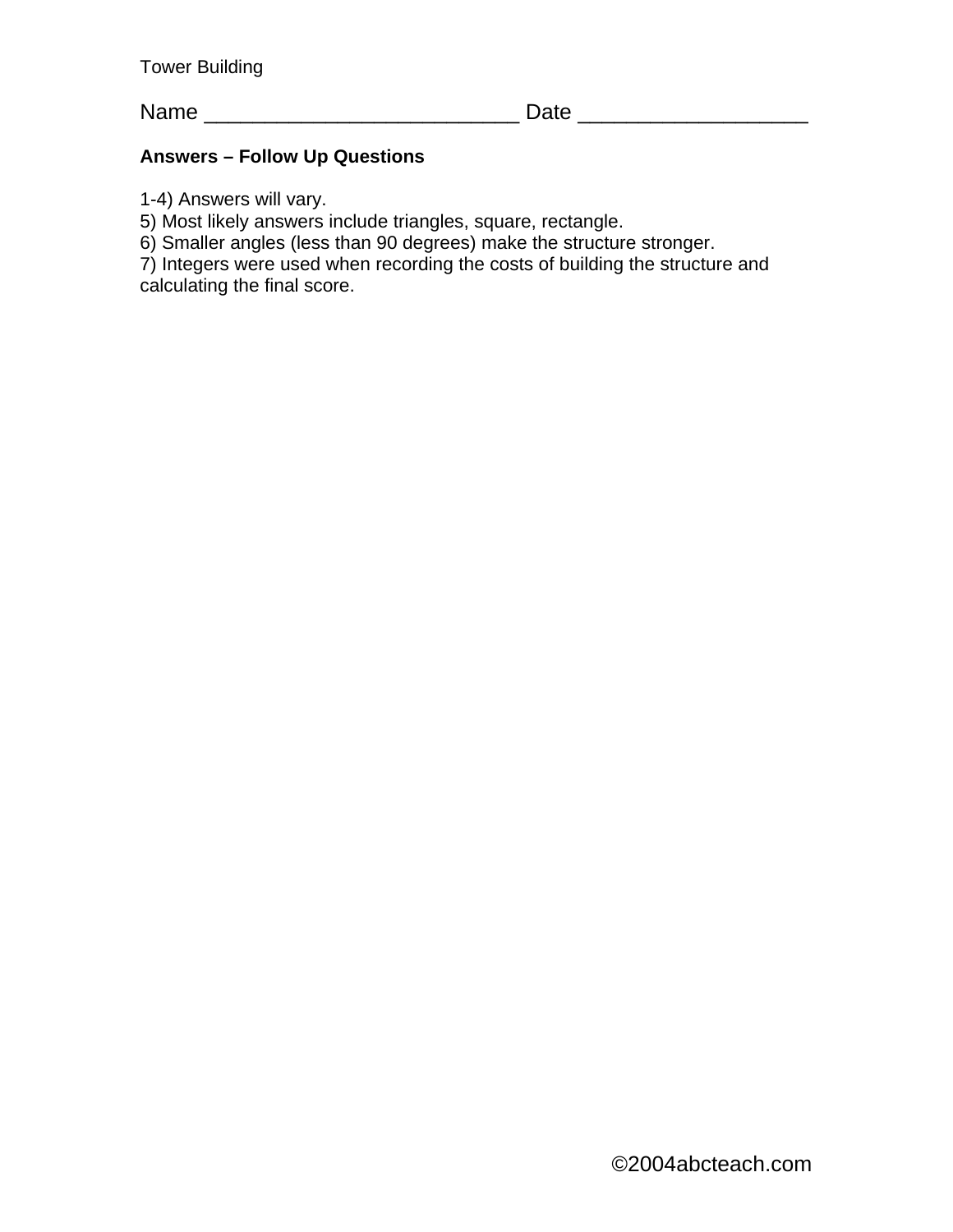Tower Building

Name __________________________ Date ___________________

**Answers – Follow Up Questions**

1-4) Answers will vary.
5) Most likely answers include triangles, square, rectangle.
6) Smaller angles (less than 90 degrees) make the structure stronger.
7) Integers were used when recording the costs of building the structure and calculating the final score.

©2004abcteach.com